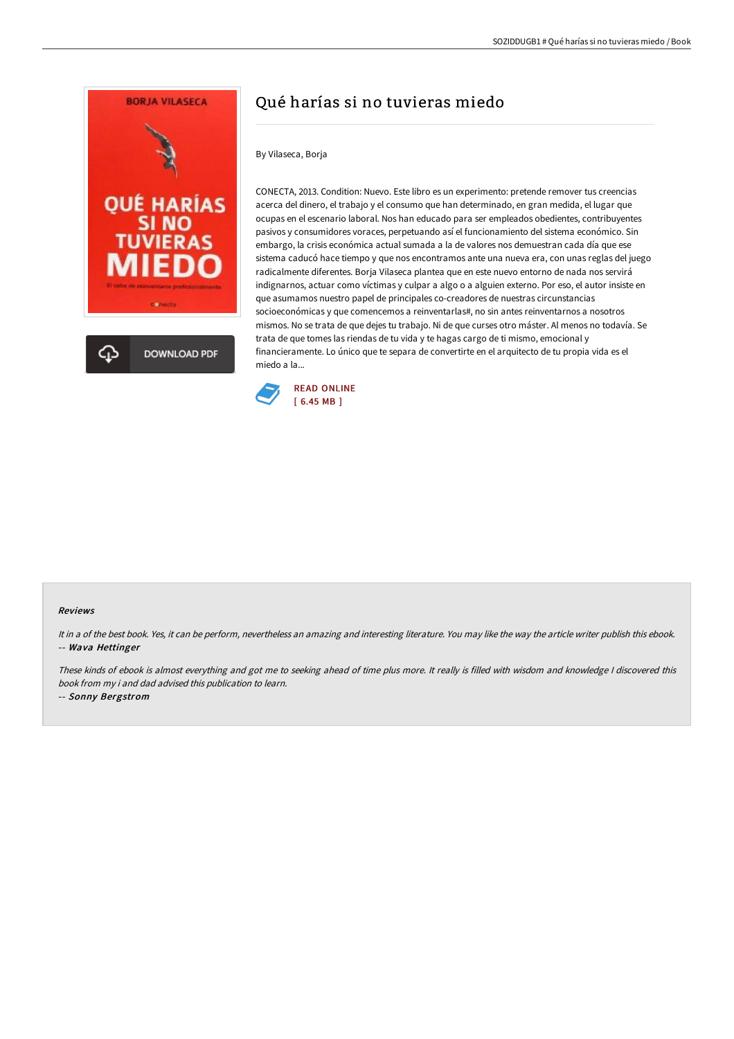# Qué harías si no tuvieras miedo

By Vilaseca, Borja

CONECTA, 2013. Condition: Nuevo. Este libro es un experimento: pretende remover tus creencias acerca del dinero, el trabajo y el consumo que han determinado, en gran medida, el lugar que ocupas en el escenario laboral. Nos han educado para ser empleados obedientes, contribuyentes pasivos y consumidores voraces, perpetuando así el funcionamiento del sistema económico. Sin embargo, la crisis económica actual sumada a la de valores nos demuestran cada día que ese sistema caducó hace tiempo y que nos encontramos ante una nueva era, con unas reglas del juego radicalmente diferentes. Borja Vilaseca plantea que en este nuevo entorno de nada nos servirá indignarnos, actuar como víctimas y culpar a algo o a alguien externo. Por eso, el autor insiste en que asumamos nuestro papel de principales co-creadores de nuestras circunstancias socioeconómicas y que comencemos a reinventarlas#, no sin antes reinventarnos a nosotros mismos. No se trata de que dejes tu trabajo. Ni de que curses otro máster. Al menos no todavía. Se trata de que tomes las riendas de tu vida y te hagas cargo de ti mismo, emocional y financieramente. Lo único que te separa de convertirte en el arquitecto de tu propia vida es el miedo a la...

READ ONLINE
[ 6.45 MB ]

DOWNLOAD PDF

### Reviews

*It in a of the best book. Yes, it can be perform, nevertheless an amazing and interesting literature. You may like the way the article writer publish this ebook.*
-- ***Wava Hettinger***

*These kinds of ebook is almost everything and got me to seeking ahead of time plus more. It really is filled with wisdom and knowledge I discovered this book from my i and dad advised this publication to learn.*
-- ***Sonny Bergstrom***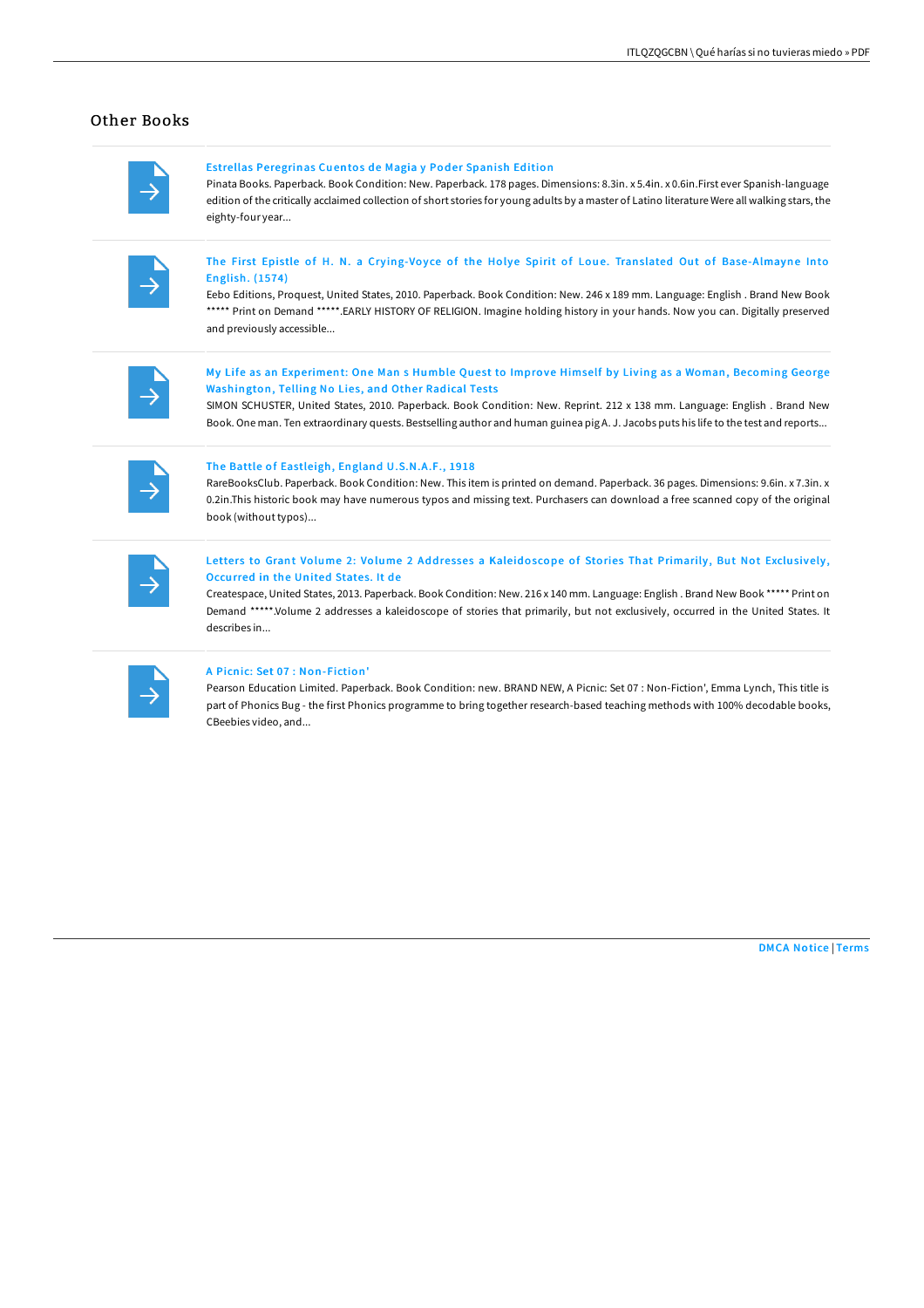## Other Books

### Estrellas Peregrinas Cuentos de Magia y Poder Spanish Edition

Pinata Books. Paperback. Book Condition: New. Paperback. 178 pages. Dimensions: 8.3in. x 5.4in. x 0.6in.First ever Spanish-language edition of the critically acclaimed collection of short stories for young adults by a master of Latino literature Were all walking stars, the eighty-four year...

### The First Epistle of H. N. a Crying-Voyce of the Holye Spirit of Loue. Translated Out of Base-Almayne Into English. (1574)

Eebo Editions, Proquest, United States, 2010. Paperback. Book Condition: New. 246 x 189 mm. Language: English . Brand New Book ***** Print on Demand *****.EARLY HISTORY OF RELIGION. Imagine holding history in your hands. Now you can. Digitally preserved and previously accessible...

### My Life as an Experiment: One Man s Humble Quest to Improve Himself by Living as a Woman, Becoming George Washington, Telling No Lies, and Other Radical Tests

SIMON SCHUSTER, United States, 2010. Paperback. Book Condition: New. Reprint. 212 x 138 mm. Language: English . Brand New Book. One man. Ten extraordinary quests. Bestselling author and human guinea pig A. J. Jacobs puts his life to the test and reports...

### The Battle of Eastleigh, England U.S.N.A.F., 1918

RareBooksClub. Paperback. Book Condition: New. This item is printed on demand. Paperback. 36 pages. Dimensions: 9.6in. x 7.3in. x 0.2in.This historic book may have numerous typos and missing text. Purchasers can download a free scanned copy of the original book (without typos)...

### Letters to Grant Volume 2: Volume 2 Addresses a Kaleidoscope of Stories That Primarily, But Not Exclusively, Occurred in the United States. It de

Createspace, United States, 2013. Paperback. Book Condition: New. 216 x 140 mm. Language: English . Brand New Book ***** Print on Demand *****.Volume 2 addresses a kaleidoscope of stories that primarily, but not exclusively, occurred in the United States. It describes in...

### A Picnic: Set 07 : Non-Fiction'

Pearson Education Limited. Paperback. Book Condition: new. BRAND NEW, A Picnic: Set 07 : Non-Fiction', Emma Lynch, This title is part of Phonics Bug - the first Phonics programme to bring together research-based teaching methods with 100% decodable books, CBeebies video, and...